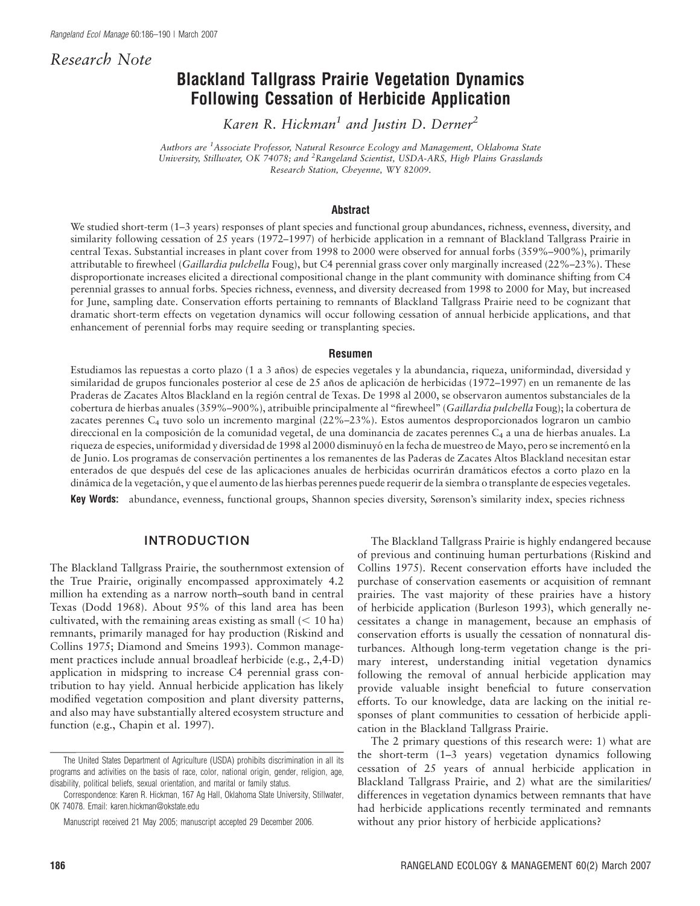*Research Note*

# Blackland Tallgrass Prairie Vegetation Dynamics Following Cessation of Herbicide Application

*Karen R. Hickman[1] and Justin D. Derner[2]*

*Authors are [1]Associate Professor, Natural Resource Ecology and Management, Oklahoma State University, Stillwater, OK 74078; and [2]Rangeland Scientist, USDA-ARS, High Plains Grasslands Research Station, Cheyenne, WY 82009.*

## Abstract

We studied short-term (1–3 years) responses of plant species and functional group abundances, richness, evenness, diversity, and similarity following cessation of 25 years (1972–1997) of herbicide application in a remnant of Blackland Tallgrass Prairie in central Texas. Substantial increases in plant cover from 1998 to 2000 were observed for annual forbs (359%–900%), primarily attributable to firewheel (*Gaillardia pulchella* Foug), but C4 perennial grass cover only marginally increased (22%–23%). These disproportionate increases elicited a directional compositional change in the plant community with dominance shifting from C4 perennial grasses to annual forbs. Species richness, evenness, and diversity decreased from 1998 to 2000 for May, but increased for June, sampling date. Conservation efforts pertaining to remnants of Blackland Tallgrass Prairie need to be cognizant that dramatic short-term effects on vegetation dynamics will occur following cessation of annual herbicide applications, and that enhancement of perennial forbs may require seeding or transplanting species.

## Resumen

Estudiamos las repuestas a corto plazo (1 a 3 años) de especies vegetales y la abundancia, riqueza, uniformindad, diversidad y similaridad de grupos funcionales posterior al cese de 25 años de aplicación de herbicidas (1972–1997) en un remanente de las Praderas de Zacates Altos Blackland en la región central de Texas. De 1998 al 2000, se observaron aumentos substanciales de la cobertura de hierbas anuales (359%–900%), atribuible principalmente al "firewheel" (*Gaillardia pulchella* Foug); la cobertura de zacates perennes $C_4$ tuvo solo un incremento marginal (22%–23%). Estos aumentos desproporcionados lograron un cambio direccional en la composición de la comunidad vegetal, de una dominancia de zacates perennes $C_4$ a una de hierbas anuales. La riqueza de especies, uniformidad y diversidad de 1998 al 2000 disminuyó en la fecha de muestreo de Mayo, pero se incrementó en la de Junio. Los programas de conservación pertinentes a los remanentes de las Paderas de Zacates Altos Blackland necesitan estar enterados de que después del cese de las aplicaciones anuales de herbicidas ocurrirán dramáticos efectos a corto plazo en la dinámica de la vegetación, y que el aumento de las hierbas perennes puede requerir de la siembra o transplante de especies vegetales.

**Key Words:** abundance, evenness, functional groups, Shannon species diversity, Sørenson's similarity index, species richness

## INTRODUCTION

The Blackland Tallgrass Prairie, the southernmost extension of the True Prairie, originally encompassed approximately 4.2 million ha extending as a narrow north–south band in central Texas (Dodd 1968). About 95% of this land area has been cultivated, with the remaining areas existing as small ($< 10$ ha) remnants, primarily managed for hay production (Riskind and Collins 1975; Diamond and Smeins 1993). Common management practices include annual broadleaf herbicide (e.g., 2,4-D) application in midspring to increase C4 perennial grass contribution to hay yield. Annual herbicide application has likely modified vegetation composition and plant diversity patterns, and also may have substantially altered ecosystem structure and function (e.g., Chapin et al. 1997).

The Blackland Tallgrass Prairie is highly endangered because of previous and continuing human perturbations (Riskind and Collins 1975). Recent conservation efforts have included the purchase of conservation easements or acquisition of remnant prairies. The vast majority of these prairies have a history of herbicide application (Burleson 1993), which generally necessitates a change in management, because an emphasis of conservation efforts is usually the cessation of nonnatural disturbances. Although long-term vegetation change is the primary interest, understanding initial vegetation dynamics following the removal of annual herbicide application may provide valuable insight beneficial to future conservation efforts. To our knowledge, data are lacking on the initial responses of plant communities to cessation of herbicide application in the Blackland Tallgrass Prairie.

The 2 primary questions of this research were: 1) what are the short-term (1–3 years) vegetation dynamics following cessation of 25 years of annual herbicide application in Blackland Tallgrass Prairie, and 2) what are the similarities/differences in vegetation dynamics between remnants that have had herbicide applications recently terminated and remnants without any prior history of herbicide applications?

The United States Department of Agriculture (USDA) prohibits discrimination in all its programs and activities on the basis of race, color, national origin, gender, religion, age, disability, political beliefs, sexual orientation, and marital or family status.

Correspondence: Karen R. Hickman, 167 Ag Hall, Oklahoma State University, Stillwater, OK 74078. Email: karen.hickman@okstate.edu

Manuscript received 21 May 2005; manuscript accepted 29 December 2006.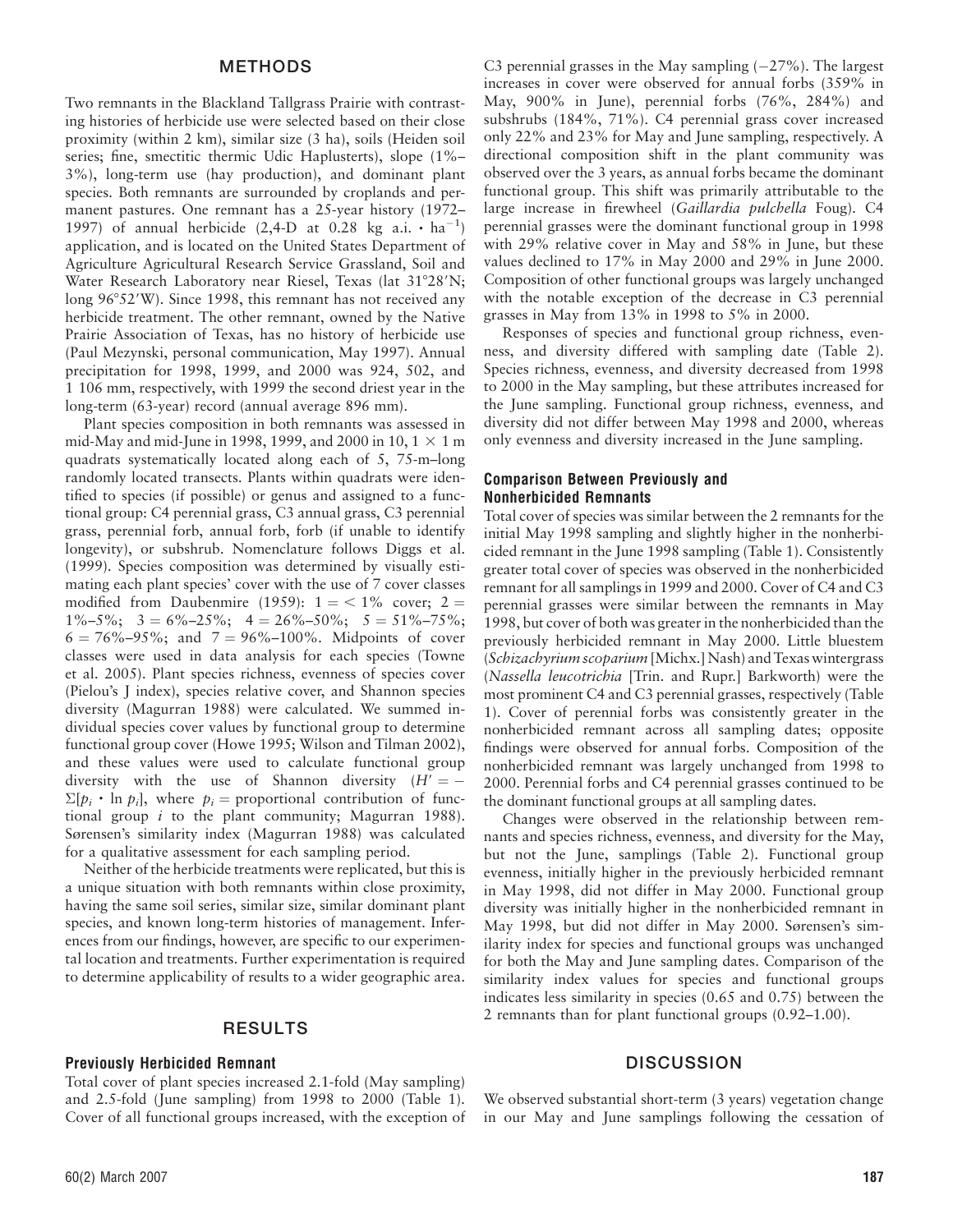## METHODS

Two remnants in the Blackland Tallgrass Prairie with contrasting histories of herbicide use were selected based on their close proximity (within 2 km), similar size (3 ha), soils (Heiden soil series; fine, smectitic thermic Udic Haplusterts), slope (1%–3%), long-term use (hay production), and dominant plant species. Both remnants are surrounded by croplands and permanent pastures. One remnant has a 25-year history (1972–1997) of annual herbicide (2,4-D at 0.28 kg a.i. $\cdot$ ha$^{-1}$) application, and is located on the United States Department of Agriculture Agricultural Research Service Grassland, Soil and Water Research Laboratory near Riesel, Texas (lat 31°28′N; long 96°52′W). Since 1998, this remnant has not received any herbicide treatment. The other remnant, owned by the Native Prairie Association of Texas, has no history of herbicide use (Paul Mezynski, personal communication, May 1997). Annual precipitation for 1998, 1999, and 2000 was 924, 502, and 1 106 mm, respectively, with 1999 the second driest year in the long-term (63-year) record (annual average 896 mm).

Plant species composition in both remnants was assessed in mid-May and mid-June in 1998, 1999, and 2000 in 10, 1 × 1 m quadrats systematically located along each of 5, 75-m–long randomly located transects. Plants within quadrats were identified to species (if possible) or genus and assigned to a functional group: C4 perennial grass, C3 annual grass, C3 perennial grass, perennial forb, annual forb, forb (if unable to identify longevity), or subshrub. Nomenclature follows Diggs et al. (1999). Species composition was determined by visually estimating each plant species' cover with the use of 7 cover classes modified from Daubenmire (1959): 1 = < 1% cover; 2 = 1%–5%; 3 = 6%–25%; 4 = 26%–50%; 5 = 51%–75%; 6 = 76%–95%; and 7 = 96%–100%. Midpoints of cover classes were used in data analysis for each species (Towne et al. 2005). Plant species richness, evenness of species cover (Pielou's J index), species relative cover, and Shannon species diversity (Magurran 1988) were calculated. We summed individual species cover values by functional group to determine functional group cover (Howe 1995; Wilson and Tilman 2002), and these values were used to calculate functional group diversity with the use of Shannon diversity ($H' = -\Sigma[p_i \cdot \ln p_i]$, where $p_i$ = proportional contribution of functional group $i$ to the plant community; Magurran 1988). Sørensen's similarity index (Magurran 1988) was calculated for a qualitative assessment for each sampling period.

Neither of the herbicide treatments were replicated, but this is a unique situation with both remnants within close proximity, having the same soil series, similar size, similar dominant plant species, and known long-term histories of management. Inferences from our findings, however, are specific to our experimental location and treatments. Further experimentation is required to determine applicability of results to a wider geographic area.

## RESULTS

### Previously Herbicided Remnant

Total cover of plant species increased 2.1-fold (May sampling) and 2.5-fold (June sampling) from 1998 to 2000 (Table 1). Cover of all functional groups increased, with the exception of C3 perennial grasses in the May sampling (−27%). The largest increases in cover were observed for annual forbs (359% in May, 900% in June), perennial forbs (76%, 284%) and subshrubs (184%, 71%). C4 perennial grass cover increased only 22% and 23% for May and June sampling, respectively. A directional composition shift in the plant community was observed over the 3 years, as annual forbs became the dominant functional group. This shift was primarily attributable to the large increase in firewheel (*Gaillardia pulchella* Foug). C4 perennial grasses were the dominant functional group in 1998 with 29% relative cover in May and 58% in June, but these values declined to 17% in May 2000 and 29% in June 2000. Composition of other functional groups was largely unchanged with the notable exception of the decrease in C3 perennial grasses in May from 13% in 1998 to 5% in 2000.

Responses of species and functional group richness, evenness, and diversity differed with sampling date (Table 2). Species richness, evenness, and diversity decreased from 1998 to 2000 in the May sampling, but these attributes increased for the June sampling. Functional group richness, evenness, and diversity did not differ between May 1998 and 2000, whereas only evenness and diversity increased in the June sampling.

### Comparison Between Previously and Nonherbicided Remnants

Total cover of species was similar between the 2 remnants for the initial May 1998 sampling and slightly higher in the nonherbicided remnant in the June 1998 sampling (Table 1). Consistently greater total cover of species was observed in the nonherbicided remnant for all samplings in 1999 and 2000. Cover of C4 and C3 perennial grasses were similar between the remnants in May 1998, but cover of both was greater in the nonherbicided than the previously herbicided remnant in May 2000. Little bluestem (*Schizachyrium scoparium* [Michx.] Nash) and Texas wintergrass (*Nassella leucotrichia* [Trin. and Rupr.] Barkworth) were the most prominent C4 and C3 perennial grasses, respectively (Table 1). Cover of perennial forbs was consistently greater in the nonherbicided remnant across all sampling dates; opposite findings were observed for annual forbs. Composition of the nonherbicided remnant was largely unchanged from 1998 to 2000. Perennial forbs and C4 perennial grasses continued to be the dominant functional groups at all sampling dates.

Changes were observed in the relationship between remnants and species richness, evenness, and diversity for the May, but not the June, samplings (Table 2). Functional group evenness, initially higher in the previously herbicided remnant in May 1998, did not differ in May 2000. Functional group diversity was initially higher in the nonherbicided remnant in May 1998, but did not differ in May 2000. Sørensen's similarity index for species and functional groups was unchanged for both the May and June sampling dates. Comparison of the similarity index values for species and functional groups indicates less similarity in species (0.65 and 0.75) between the 2 remnants than for plant functional groups (0.92–1.00).

## DISCUSSION

We observed substantial short-term (3 years) vegetation change in our May and June samplings following the cessation of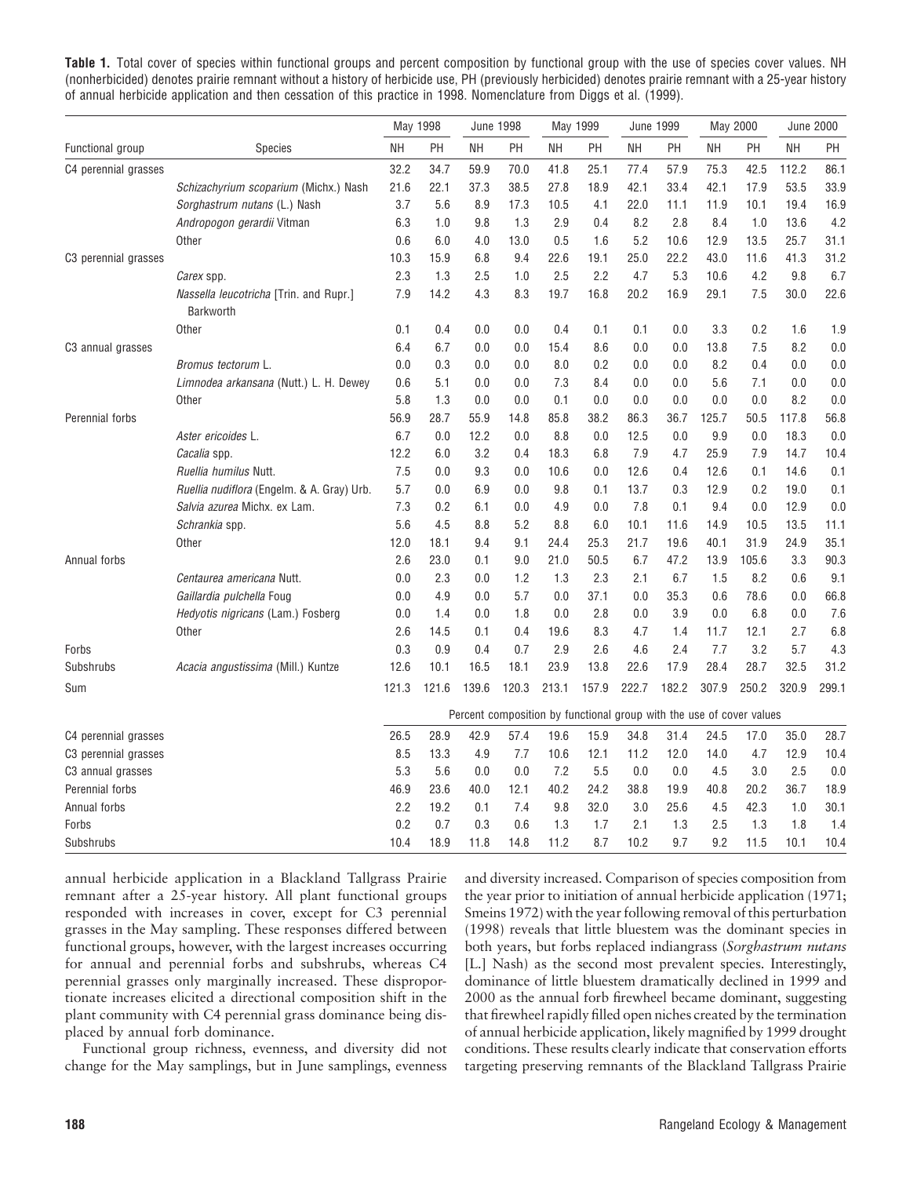**Table 1.** Total cover of species within functional groups and percent composition by functional group with the use of species cover values. NH (nonherbicided) denotes prairie remnant without a history of herbicide use, PH (previously herbicided) denotes prairie remnant with a 25-year history of annual herbicide application and then cessation of this practice in 1998. Nomenclature from Diggs et al. (1999).

| Functional group | Species | May 1998 | | June 1998 | | May 1999 | | June 1999 | | May 2000 | | June 2000 | |
|---|---|---|---|---|---|---|---|---|---|---|---|---|---|
| | | NH | PH | NH | PH | NH | PH | NH | PH | NH | PH | NH | PH |
| C4 perennial grasses | | 32.2 | 34.7 | 59.9 | 70.0 | 41.8 | 25.1 | 77.4 | 57.9 | 75.3 | 42.5 | 112.2 | 86.1 |
| | *Schizachyrium scoparium* (Michx.) Nash | 21.6 | 22.1 | 37.3 | 38.5 | 27.8 | 18.9 | 42.1 | 33.4 | 42.1 | 17.9 | 53.5 | 33.9 |
| | *Sorghastrum nutans* (L.) Nash | 3.7 | 5.6 | 8.9 | 17.3 | 10.5 | 4.1 | 22.0 | 11.1 | 11.9 | 10.1 | 19.4 | 16.9 |
| | *Andropogon gerardii* Vitman | 6.3 | 1.0 | 9.8 | 1.3 | 2.9 | 0.4 | 8.2 | 2.8 | 8.4 | 1.0 | 13.6 | 4.2 |
| | Other | 0.6 | 6.0 | 4.0 | 13.0 | 0.5 | 1.6 | 5.2 | 10.6 | 12.9 | 13.5 | 25.7 | 31.1 |
| C3 perennial grasses | | 10.3 | 15.9 | 6.8 | 9.4 | 22.6 | 19.1 | 25.0 | 22.2 | 43.0 | 11.6 | 41.3 | 31.2 |
| | *Carex* spp. | 2.3 | 1.3 | 2.5 | 1.0 | 2.5 | 2.2 | 4.7 | 5.3 | 10.6 | 4.2 | 9.8 | 6.7 |
| | *Nassella leucotricha* [Trin. and Rupr.] Barkworth | 7.9 | 14.2 | 4.3 | 8.3 | 19.7 | 16.8 | 20.2 | 16.9 | 29.1 | 7.5 | 30.0 | 22.6 |
| | Other | 0.1 | 0.4 | 0.0 | 0.0 | 0.4 | 0.1 | 0.1 | 0.0 | 3.3 | 0.2 | 1.6 | 1.9 |
| C3 annual grasses | | 6.4 | 6.7 | 0.0 | 0.0 | 15.4 | 8.6 | 0.0 | 0.0 | 13.8 | 7.5 | 8.2 | 0.0 |
| | *Bromus tectorum* L. | 0.0 | 0.3 | 0.0 | 0.0 | 8.0 | 0.2 | 0.0 | 0.0 | 8.2 | 0.4 | 0.0 | 0.0 |
| | *Limnodea arkansana* (Nutt.) L. H. Dewey | 0.6 | 5.1 | 0.0 | 0.0 | 7.3 | 8.4 | 0.0 | 0.0 | 5.6 | 7.1 | 0.0 | 0.0 |
| | Other | 5.8 | 1.3 | 0.0 | 0.0 | 0.1 | 0.0 | 0.0 | 0.0 | 0.0 | 0.0 | 8.2 | 0.0 |
| Perennial forbs | | 56.9 | 28.7 | 55.9 | 14.8 | 85.8 | 38.2 | 86.3 | 36.7 | 125.7 | 50.5 | 117.8 | 56.8 |
| | *Aster ericoides* L. | 6.7 | 0.0 | 12.2 | 0.0 | 8.8 | 0.0 | 12.5 | 0.0 | 9.9 | 0.0 | 18.3 | 0.0 |
| | *Cacalia* spp. | 12.2 | 6.0 | 3.2 | 0.4 | 18.3 | 6.8 | 7.9 | 4.7 | 25.9 | 7.9 | 14.7 | 10.4 |
| | *Ruellia humilus* Nutt. | 7.5 | 0.0 | 9.3 | 0.0 | 10.6 | 0.0 | 12.6 | 0.4 | 12.6 | 0.1 | 14.6 | 0.1 |
| | *Ruellia nudiflora* (Engelm. & A. Gray) Urb. | 5.7 | 0.0 | 6.9 | 0.0 | 9.8 | 0.1 | 13.7 | 0.3 | 12.9 | 0.2 | 19.0 | 0.1 |
| | *Salvia azurea* Michx. ex Lam. | 7.3 | 0.2 | 6.1 | 0.0 | 4.9 | 0.0 | 7.8 | 0.1 | 9.4 | 0.0 | 12.9 | 0.0 |
| | *Schrankia* spp. | 5.6 | 4.5 | 8.8 | 5.2 | 8.8 | 6.0 | 10.1 | 11.6 | 14.9 | 10.5 | 13.5 | 11.1 |
| | Other | 12.0 | 18.1 | 9.4 | 9.1 | 24.4 | 25.3 | 21.7 | 19.6 | 40.1 | 31.9 | 24.9 | 35.1 |
| Annual forbs | | 2.6 | 23.0 | 0.1 | 9.0 | 21.0 | 50.5 | 6.7 | 47.2 | 13.9 | 105.6 | 3.3 | 90.3 |
| | *Centaurea americana* Nutt. | 0.0 | 2.3 | 0.0 | 1.2 | 1.3 | 2.3 | 2.1 | 6.7 | 1.5 | 8.2 | 0.6 | 9.1 |
| | *Gaillardia pulchella* Foug | 0.0 | 4.9 | 0.0 | 5.7 | 0.0 | 37.1 | 0.0 | 35.3 | 0.6 | 78.6 | 0.0 | 66.8 |
| | *Hedyotis nigricans* (Lam.) Fosberg | 0.0 | 1.4 | 0.0 | 1.8 | 0.0 | 2.8 | 0.0 | 3.9 | 0.0 | 6.8 | 0.0 | 7.6 |
| | Other | 2.6 | 14.5 | 0.1 | 0.4 | 19.6 | 8.3 | 4.7 | 1.4 | 11.7 | 12.1 | 2.7 | 6.8 |
| Forbs | | 0.3 | 0.9 | 0.4 | 0.7 | 2.9 | 2.6 | 4.6 | 2.4 | 7.7 | 3.2 | 5.7 | 4.3 |
| Subshrubs | *Acacia angustissima* (Mill.) Kuntze | 12.6 | 10.1 | 16.5 | 18.1 | 23.9 | 13.8 | 22.6 | 17.9 | 28.4 | 28.7 | 32.5 | 31.2 |
| Sum | | 121.3 | 121.6 | 139.6 | 120.3 | 213.1 | 157.9 | 222.7 | 182.2 | 307.9 | 250.2 | 320.9 | 299.1 |
| | | Percent composition by functional group with the use of cover values | | | | | | | | | | | |
| C4 perennial grasses | | 26.5 | 28.9 | 42.9 | 57.4 | 19.6 | 15.9 | 34.8 | 31.4 | 24.5 | 17.0 | 35.0 | 28.7 |
| C3 perennial grasses | | 8.5 | 13.3 | 4.9 | 7.7 | 10.6 | 12.1 | 11.2 | 12.0 | 14.0 | 4.7 | 12.9 | 10.4 |
| C3 annual grasses | | 5.3 | 5.6 | 0.0 | 0.0 | 7.2 | 5.5 | 0.0 | 0.0 | 4.5 | 3.0 | 2.5 | 0.0 |
| Perennial forbs | | 46.9 | 23.6 | 40.0 | 12.1 | 40.2 | 24.2 | 38.8 | 19.9 | 40.8 | 20.2 | 36.7 | 18.9 |
| Annual forbs | | 2.2 | 19.2 | 0.1 | 7.4 | 9.8 | 32.0 | 3.0 | 25.6 | 4.5 | 42.3 | 1.0 | 30.1 |
| Forbs | | 0.2 | 0.7 | 0.3 | 0.6 | 1.3 | 1.7 | 2.1 | 1.3 | 2.5 | 1.3 | 1.8 | 1.4 |
| Subshrubs | | 10.4 | 18.9 | 11.8 | 14.8 | 11.2 | 8.7 | 10.2 | 9.7 | 9.2 | 11.5 | 10.1 | 10.4 |

annual herbicide application in a Blackland Tallgrass Prairie remnant after a 25-year history. All plant functional groups responded with increases in cover, except for C3 perennial grasses in the May sampling. These responses differed between functional groups, however, with the largest increases occurring for annual and perennial forbs and subshrubs, whereas C4 perennial grasses only marginally increased. These disproportionate increases elicited a directional composition shift in the plant community with C4 perennial grass dominance being displaced by annual forb dominance.

Functional group richness, evenness, and diversity did not change for the May samplings, but in June samplings, evenness and diversity increased. Comparison of species composition from the year prior to initiation of annual herbicide application (1971; Smeins 1972) with the year following removal of this perturbation (1998) reveals that little bluestem was the dominant species in both years, but forbs replaced indiangrass (*Sorghastrum nutans* [L.] Nash) as the second most prevalent species. Interestingly, dominance of little bluestem dramatically declined in 1999 and 2000 as the annual forb firewheel became dominant, suggesting that firewheel rapidly filled open niches created by the termination of annual herbicide application, likely magnified by 1999 drought conditions. These results clearly indicate that conservation efforts targeting preserving remnants of the Blackland Tallgrass Prairie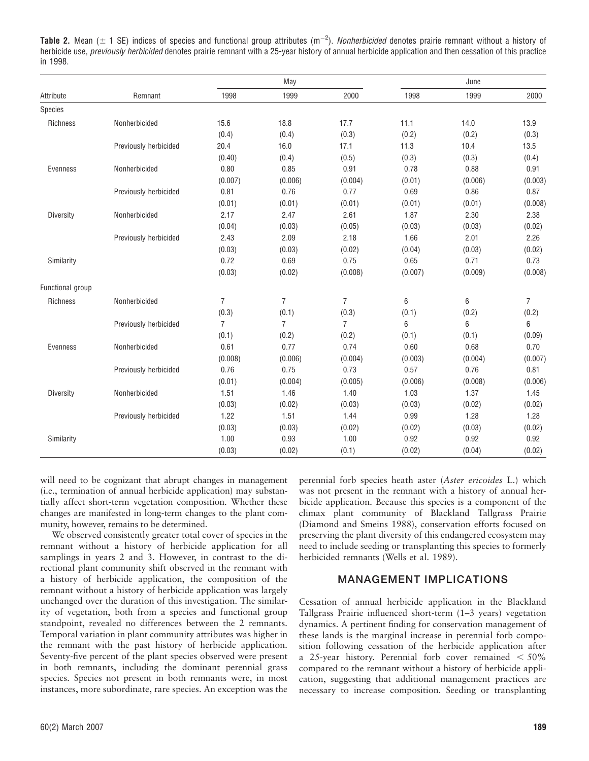**Table 2.** Mean ($\pm$ 1 SE) indices of species and functional group attributes ($m^{-2}$). *Nonherbicided* denotes prairie remnant without a history of herbicide use, *previously herbicided* denotes prairie remnant with a 25-year history of annual herbicide application and then cessation of this practice in 1998.

| Attribute | Remnant | May | | | June | | |
|---|---|---|---|---|---|---|---|
| | | 1998 | 1999 | 2000 | 1998 | 1999 | 2000 |
| Species | | | | | | | |
| Richness | Nonherbicided | 15.6 | 18.8 | 17.7 | 11.1 | 14.0 | 13.9 |
| | | (0.4) | (0.4) | (0.3) | (0.2) | (0.2) | (0.3) |
| | Previously herbicided | 20.4 | 16.0 | 17.1 | 11.3 | 10.4 | 13.5 |
| | | (0.40) | (0.4) | (0.5) | (0.3) | (0.3) | (0.4) |
| Evenness | Nonherbicided | 0.80 | 0.85 | 0.91 | 0.78 | 0.88 | 0.91 |
| | | (0.007) | (0.006) | (0.004) | (0.01) | (0.006) | (0.003) |
| | Previously herbicided | 0.81 | 0.76 | 0.77 | 0.69 | 0.86 | 0.87 |
| | | (0.01) | (0.01) | (0.01) | (0.01) | (0.01) | (0.008) |
| Diversity | Nonherbicided | 2.17 | 2.47 | 2.61 | 1.87 | 2.30 | 2.38 |
| | | (0.04) | (0.03) | (0.05) | (0.03) | (0.03) | (0.02) |
| | Previously herbicided | 2.43 | 2.09 | 2.18 | 1.66 | 2.01 | 2.26 |
| | | (0.03) | (0.03) | (0.02) | (0.04) | (0.03) | (0.02) |
| Similarity | | 0.72 | 0.69 | 0.75 | 0.65 | 0.71 | 0.73 |
| | | (0.03) | (0.02) | (0.008) | (0.007) | (0.009) | (0.008) |
| Functional group | | | | | | | |
| Richness | Nonherbicided | 7 | 7 | 7 | 6 | 6 | 7 |
| | | (0.3) | (0.1) | (0.3) | (0.1) | (0.2) | (0.2) |
| | Previously herbicided | 7 | 7 | 7 | 6 | 6 | 6 |
| | | (0.1) | (0.2) | (0.2) | (0.1) | (0.1) | (0.09) |
| Evenness | Nonherbicided | 0.61 | 0.77 | 0.74 | 0.60 | 0.68 | 0.70 |
| | | (0.008) | (0.006) | (0.004) | (0.003) | (0.004) | (0.007) |
| | Previously herbicided | 0.76 | 0.75 | 0.73 | 0.57 | 0.76 | 0.81 |
| | | (0.01) | (0.004) | (0.005) | (0.006) | (0.008) | (0.006) |
| Diversity | Nonherbicided | 1.51 | 1.46 | 1.40 | 1.03 | 1.37 | 1.45 |
| | | (0.03) | (0.02) | (0.03) | (0.03) | (0.02) | (0.02) |
| | Previously herbicided | 1.22 | 1.51 | 1.44 | 0.99 | 1.28 | 1.28 |
| | | (0.03) | (0.03) | (0.02) | (0.02) | (0.03) | (0.02) |
| Similarity | | 1.00 | 0.93 | 1.00 | 0.92 | 0.92 | 0.92 |
| | | (0.03) | (0.02) | (0.1) | (0.02) | (0.04) | (0.02) |

will need to be cognizant that abrupt changes in management (i.e., termination of annual herbicide application) may substantially affect short-term vegetation composition. Whether these changes are manifested in long-term changes to the plant community, however, remains to be determined.

We observed consistently greater total cover of species in the remnant without a history of herbicide application for all samplings in years 2 and 3. However, in contrast to the directional plant community shift observed in the remnant with a history of herbicide application, the composition of the remnant without a history of herbicide application was largely unchanged over the duration of this investigation. The similarity of vegetation, both from a species and functional group standpoint, revealed no differences between the 2 remnants. Temporal variation in plant community attributes was higher in the remnant with the past history of herbicide application. Seventy-five percent of the plant species observed were present in both remnants, including the dominant perennial grass species. Species not present in both remnants were, in most instances, more subordinate, rare species. An exception was the perennial forb species heath aster (*Aster ericoides* L.) which was not present in the remnant with a history of annual herbicide application. Because this species is a component of the climax plant community of Blackland Tallgrass Prairie (Diamond and Smeins 1988), conservation efforts focused on preserving the plant diversity of this endangered ecosystem may need to include seeding or transplanting this species to formerly herbicided remnants (Wells et al. 1989).

## MANAGEMENT IMPLICATIONS

Cessation of annual herbicide application in the Blackland Tallgrass Prairie influenced short-term (1–3 years) vegetation dynamics. A pertinent finding for conservation management of these lands is the marginal increase in perennial forb composition following cessation of the herbicide application after a 25-year history. Perennial forb cover remained $< 50\%$ compared to the remnant without a history of herbicide application, suggesting that additional management practices are necessary to increase composition. Seeding or transplanting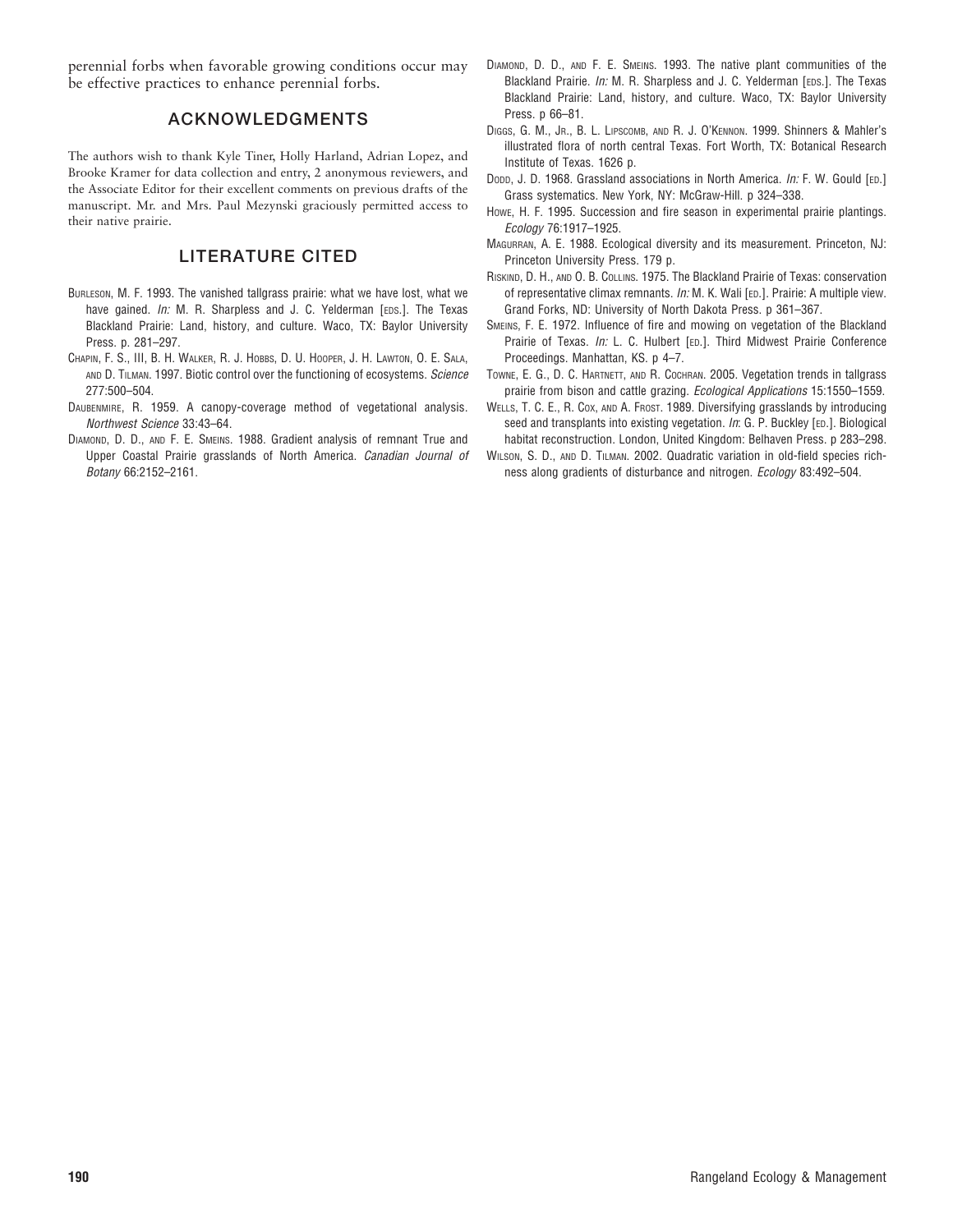perennial forbs when favorable growing conditions occur may be effective practices to enhance perennial forbs.

## ACKNOWLEDGMENTS

The authors wish to thank Kyle Tiner, Holly Harland, Adrian Lopez, and Brooke Kramer for data collection and entry, 2 anonymous reviewers, and the Associate Editor for their excellent comments on previous drafts of the manuscript. Mr. and Mrs. Paul Mezynski graciously permitted access to their native prairie.

## LITERATURE CITED

BURLESON, M. F. 1993. The vanished tallgrass prairie: what we have lost, what we have gained. *In:* M. R. Sharpless and J. C. Yelderman [EDS.]. The Texas Blackland Prairie: Land, history, and culture. Waco, TX: Baylor University Press. p. 281–297.

CHAPIN, F. S., III, B. H. WALKER, R. J. HOBBS, D. U. HOOPER, J. H. LAWTON, O. E. SALA, AND D. TILMAN. 1997. Biotic control over the functioning of ecosystems. *Science* 277:500–504.

DAUBENMIRE, R. 1959. A canopy-coverage method of vegetational analysis. *Northwest Science* 33:43–64.

DIAMOND, D. D., AND F. E. SMEINS. 1988. Gradient analysis of remnant True and Upper Coastal Prairie grasslands of North America. *Canadian Journal of Botany* 66:2152–2161.

DIAMOND, D. D., AND F. E. SMEINS. 1993. The native plant communities of the Blackland Prairie. *In:* M. R. Sharpless and J. C. Yelderman [EDS.]. The Texas Blackland Prairie: Land, history, and culture. Waco, TX: Baylor University Press. p 66–81.

DIGGS, G. M., JR., B. L. LIPSCOMB, AND R. J. O'KENNON. 1999. Shinners & Mahler's illustrated flora of north central Texas. Fort Worth, TX: Botanical Research Institute of Texas. 1626 p.

DODD, J. D. 1968. Grassland associations in North America. *In:* F. W. Gould [ED.] Grass systematics. New York, NY: McGraw-Hill. p 324–338.

HOWE, H. F. 1995. Succession and fire season in experimental prairie plantings. *Ecology* 76:1917–1925.

MAGURRAN, A. E. 1988. Ecological diversity and its measurement. Princeton, NJ: Princeton University Press. 179 p.

RISKIND, D. H., AND O. B. COLLINS. 1975. The Blackland Prairie of Texas: conservation of representative climax remnants. *In:* M. K. Wali [ED.]. Prairie: A multiple view. Grand Forks, ND: University of North Dakota Press. p 361–367.

SMEINS, F. E. 1972. Influence of fire and mowing on vegetation of the Blackland Prairie of Texas. *In:* L. C. Hulbert [ED.]. Third Midwest Prairie Conference Proceedings. Manhattan, KS. p 4–7.

TOWNE, E. G., D. C. HARTNETT, AND R. COCHRAN. 2005. Vegetation trends in tallgrass prairie from bison and cattle grazing. *Ecological Applications* 15:1550–1559.

WELLS, T. C. E., R. COX, AND A. FROST. 1989. Diversifying grasslands by introducing seed and transplants into existing vegetation. *In*: G. P. Buckley [ED.]. Biological habitat reconstruction. London, United Kingdom: Belhaven Press. p 283–298.

WILSON, S. D., AND D. TILMAN. 2002. Quadratic variation in old-field species richness along gradients of disturbance and nitrogen. *Ecology* 83:492–504.